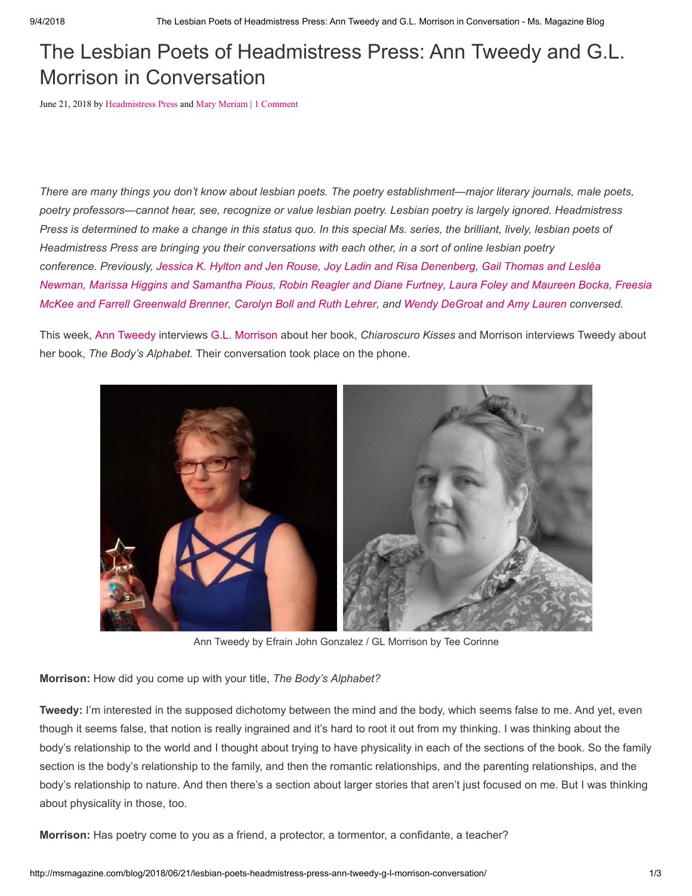# The Lesbian Poets of Headmistress Press: Ann Tweedy and G.L. Morrison in Conversation

June 21, 2018 by Headmistress Press and Mary Meriam | 1 Comment

*There are many things you don't know about lesbian poets. The poetry establishment—major literary journals, male poets, poetry professors—cannot hear, see, recognize or value lesbian poetry. Lesbian poetry is largely ignored. Headmistress Press is determined to make a change in this status quo. In this special Ms. series, the brilliant, lively, lesbian poets of Headmistress Press are bringing you their conversations with each other, in a sort of online lesbian poetry conference. Previously, Jessica K. Hylton and Jen Rouse, Joy Ladin and Risa Denenberg, Gail Thomas and Lesléa Newman, Marissa Higgins and Samantha Pious, Robin Reagler and Diane Furtney, Laura Foley and Maureen Bocka, Freesia McKee and Farrell Greenwald Brenner, Carolyn Boll and Ruth Lehrer, and Wendy DeGroat and Amy Lauren conversed.*

This week, Ann Tweedy interviews G.L. Morrison about her book, *Chiaroscuro Kisses* and Morrison interviews Tweedy about her book, *The Body's Alphabet.* Their conversation took place on the phone.

Ann Tweedy by Efrain John Gonzalez / GL Morrison by Tee Corinne

**Morrison:** How did you come up with your title, *The Body's Alphabet?*

**Tweedy:** I'm interested in the supposed dichotomy between the mind and the body, which seems false to me. And yet, even though it seems false, that notion is really ingrained and it's hard to root it out from my thinking. I was thinking about the body's relationship to the world and I thought about trying to have physicality in each of the sections of the book. So the family section is the body's relationship to the family, and then the romantic relationships, and the parenting relationships, and the body's relationship to nature. And then there's a section about larger stories that aren't just focused on me. But I was thinking about physicality in those, too.

**Morrison:** Has poetry come to you as a friend, a protector, a tormentor, a confidante, a teacher?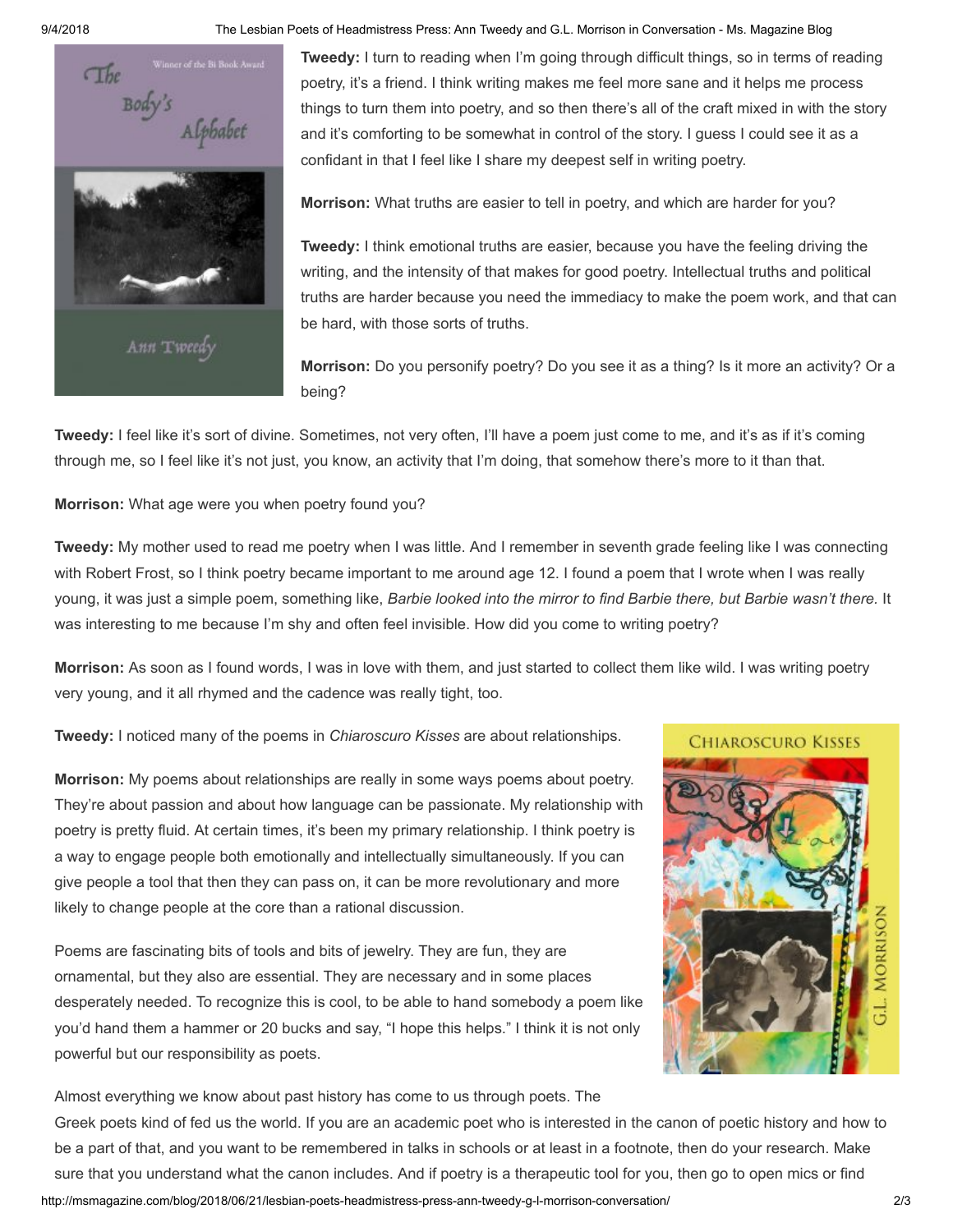**Tweedy:** I turn to reading when I'm going through difficult things, so in terms of reading poetry, it's a friend. I think writing makes me feel more sane and it helps me process things to turn them into poetry, and so then there's all of the craft mixed in with the story and it's comforting to be somewhat in control of the story. I guess I could see it as a confidant in that I feel like I share my deepest self in writing poetry.

**Morrison:** What truths are easier to tell in poetry, and which are harder for you?

**Tweedy:** I think emotional truths are easier, because you have the feeling driving the writing, and the intensity of that makes for good poetry. Intellectual truths and political truths are harder because you need the immediacy to make the poem work, and that can be hard, with those sorts of truths.

**Morrison:** Do you personify poetry? Do you see it as a thing? Is it more an activity? Or a being?

**Tweedy:** I feel like it's sort of divine. Sometimes, not very often, I'll have a poem just come to me, and it's as if it's coming through me, so I feel like it's not just, you know, an activity that I'm doing, that somehow there's more to it than that.

**Morrison:** What age were you when poetry found you?

**Tweedy:** My mother used to read me poetry when I was little. And I remember in seventh grade feeling like I was connecting with Robert Frost, so I think poetry became important to me around age 12. I found a poem that I wrote when I was really young, it was just a simple poem, something like, *Barbie looked into the mirror to find Barbie there, but Barbie wasn't there.* It was interesting to me because I'm shy and often feel invisible. How did you come to writing poetry?

**Morrison:** As soon as I found words, I was in love with them, and just started to collect them like wild. I was writing poetry very young, and it all rhymed and the cadence was really tight, too.

**Tweedy:** I noticed many of the poems in *Chiaroscuro Kisses* are about relationships.

**Morrison:** My poems about relationships are really in some ways poems about poetry. They're about passion and about how language can be passionate. My relationship with poetry is pretty fluid. At certain times, it's been my primary relationship. I think poetry is a way to engage people both emotionally and intellectually simultaneously. If you can give people a tool that then they can pass on, it can be more revolutionary and more likely to change people at the core than a rational discussion.

Poems are fascinating bits of tools and bits of jewelry. They are fun, they are ornamental, but they also are essential. They are necessary and in some places desperately needed. To recognize this is cool, to be able to hand somebody a poem like you'd hand them a hammer or 20 bucks and say, "I hope this helps." I think it is not only powerful but our responsibility as poets.

Almost everything we know about past history has come to us through poets. The Greek poets kind of fed us the world. If you are an academic poet who is interested in the canon of poetic history and how to be a part of that, and you want to be remembered in talks in schools or at least in a footnote, then do your research. Make sure that you understand what the canon includes. And if poetry is a therapeutic tool for you, then go to open mics or find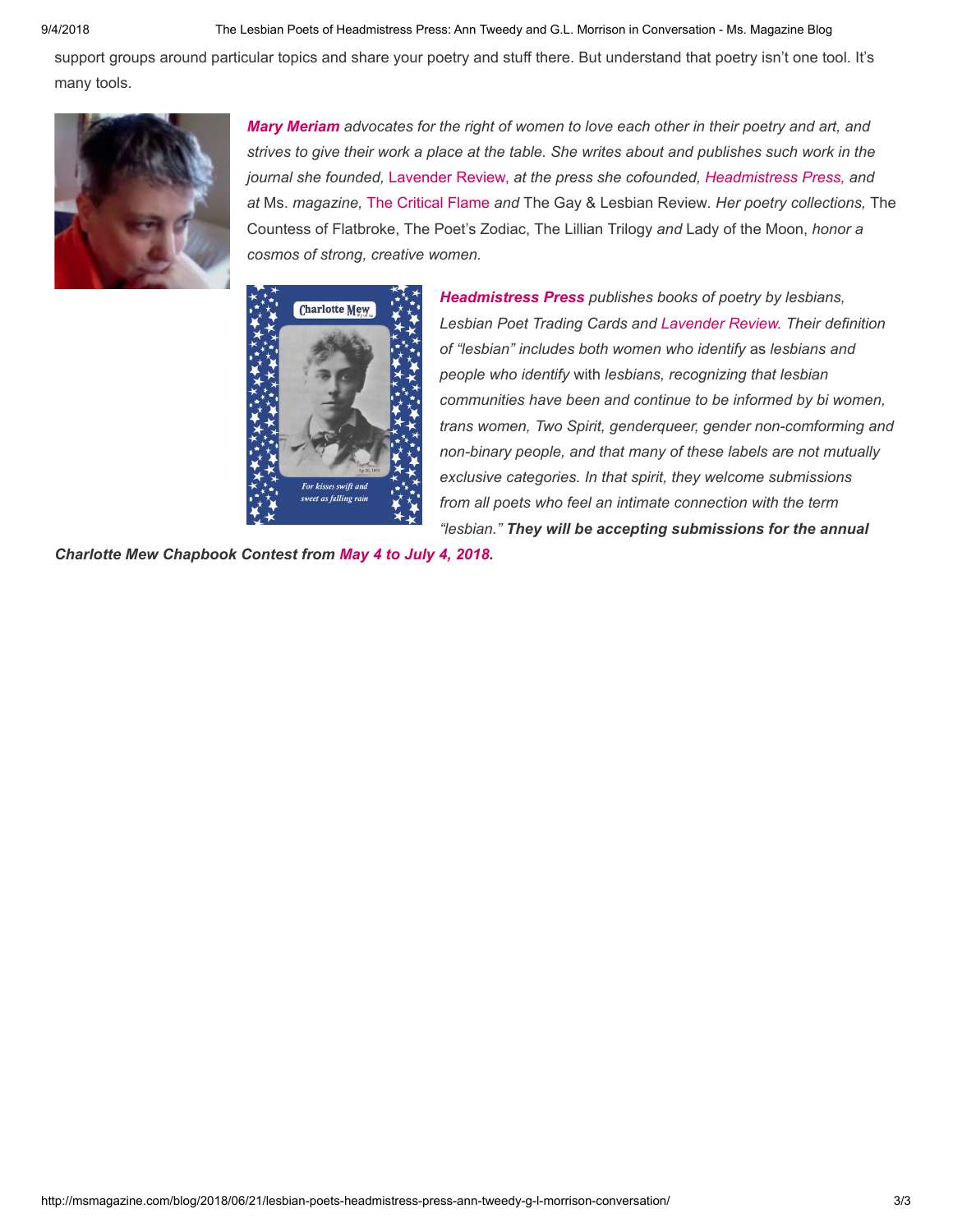support groups around particular topics and share your poetry and stuff there. But understand that poetry isn't one tool. It's many tools.

***Mary Meriam** advocates for the right of women to love each other in their poetry and art, and strives to give their work a place at the table. She writes about and publishes such work in the journal she founded,* Lavender Review, *at the press she cofounded, Headmistress Press, and at* Ms. *magazine,* The Critical Flame *and* The Gay & Lesbian Review. *Her poetry collections,* The Countess of Flatbroke, The Poet's Zodiac, The Lillian Trilogy *and* Lady of the Moon, *honor a cosmos of strong, creative women.*

***Headmistress Press** publishes books of poetry by lesbians, Lesbian Poet Trading Cards and Lavender Review. Their definition of "lesbian" includes both women who identify* as *lesbians and people who identify* with *lesbians, recognizing that lesbian communities have been and continue to be informed by bi women, trans women, Two Spirit, genderqueer, gender non-comforming and non-binary people, and that many of these labels are not mutually exclusive categories. In that spirit, they welcome submissions from all poets who feel an intimate connection with the term "lesbian."* ***They will be accepting submissions for the annual Charlotte Mew Chapbook Contest from May 4 to July 4, 2018.***